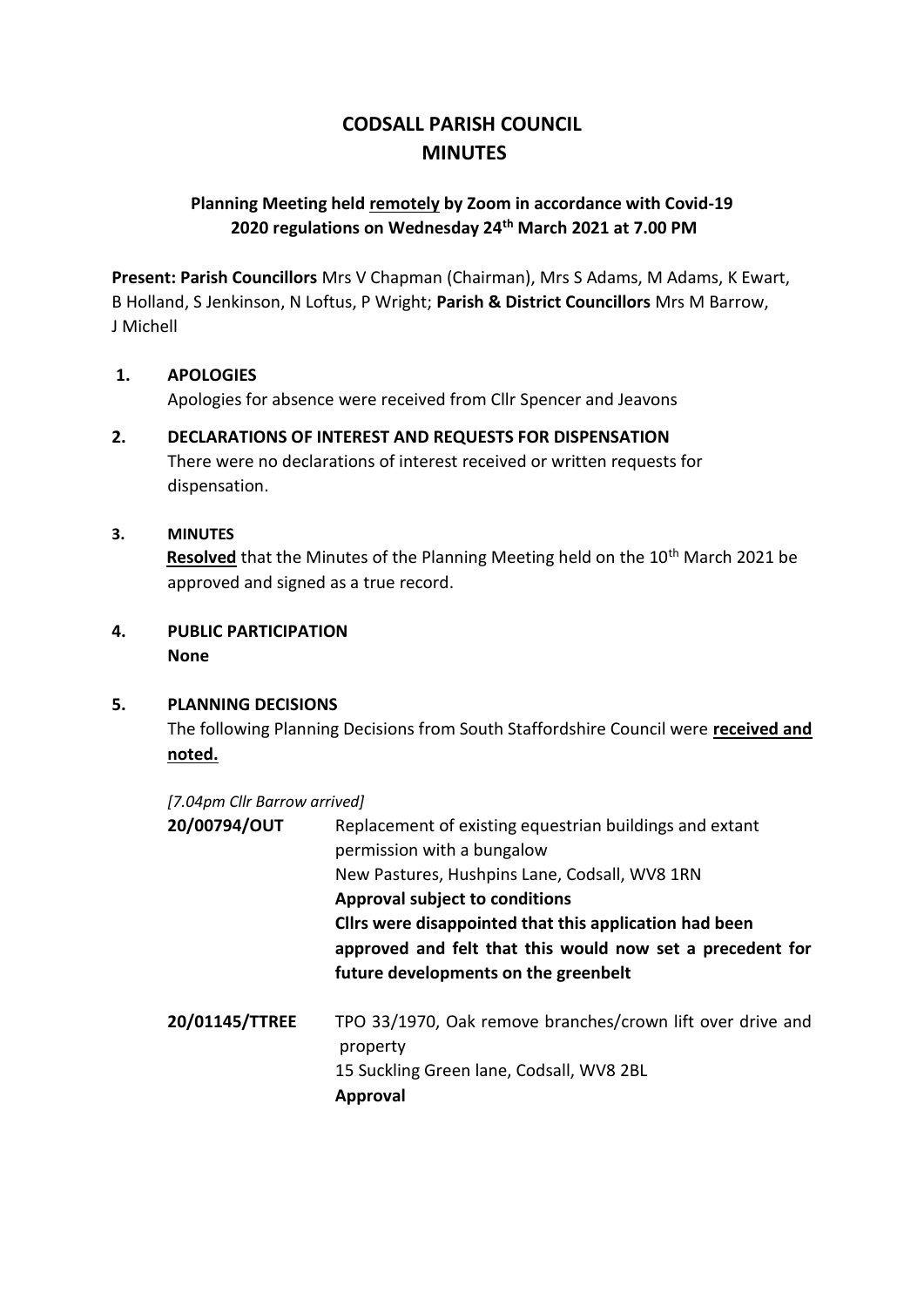# CODSALL PARISH COUNCIL
# MINUTES

**Planning Meeting held remotely by Zoom in accordance with Covid-19 2020 regulations on Wednesday 24th March 2021 at 7.00 PM**

**Present: Parish Councillors** Mrs V Chapman (Chairman), Mrs S Adams, M Adams, K Ewart, B Holland, S Jenkinson, N Loftus, P Wright; **Parish & District Councillors** Mrs M Barrow, J Michell

## 1. APOLOGIES

Apologies for absence were received from Cllr Spencer and Jeavons

## 2. DECLARATIONS OF INTEREST AND REQUESTS FOR DISPENSATION

There were no declarations of interest received or written requests for dispensation.

## 3. MINUTES

**Resolved** that the Minutes of the Planning Meeting held on the 10th March 2021 be approved and signed as a true record.

## 4. PUBLIC PARTICIPATION

**None**

## 5. PLANNING DECISIONS

The following Planning Decisions from South Staffordshire Council were **received and noted.**

*[7.04pm Cllr Barrow arrived]*

**20/00794/OUT** Replacement of existing equestrian buildings and extant permission with a bungalow
New Pastures, Hushpins Lane, Codsall, WV8 1RN
**Approval subject to conditions**
**Cllrs were disappointed that this application had been approved and felt that this would now set a precedent for future developments on the greenbelt**

**20/01145/TTREE** TPO 33/1970, Oak remove branches/crown lift over drive and property
15 Suckling Green lane, Codsall, WV8 2BL
**Approval**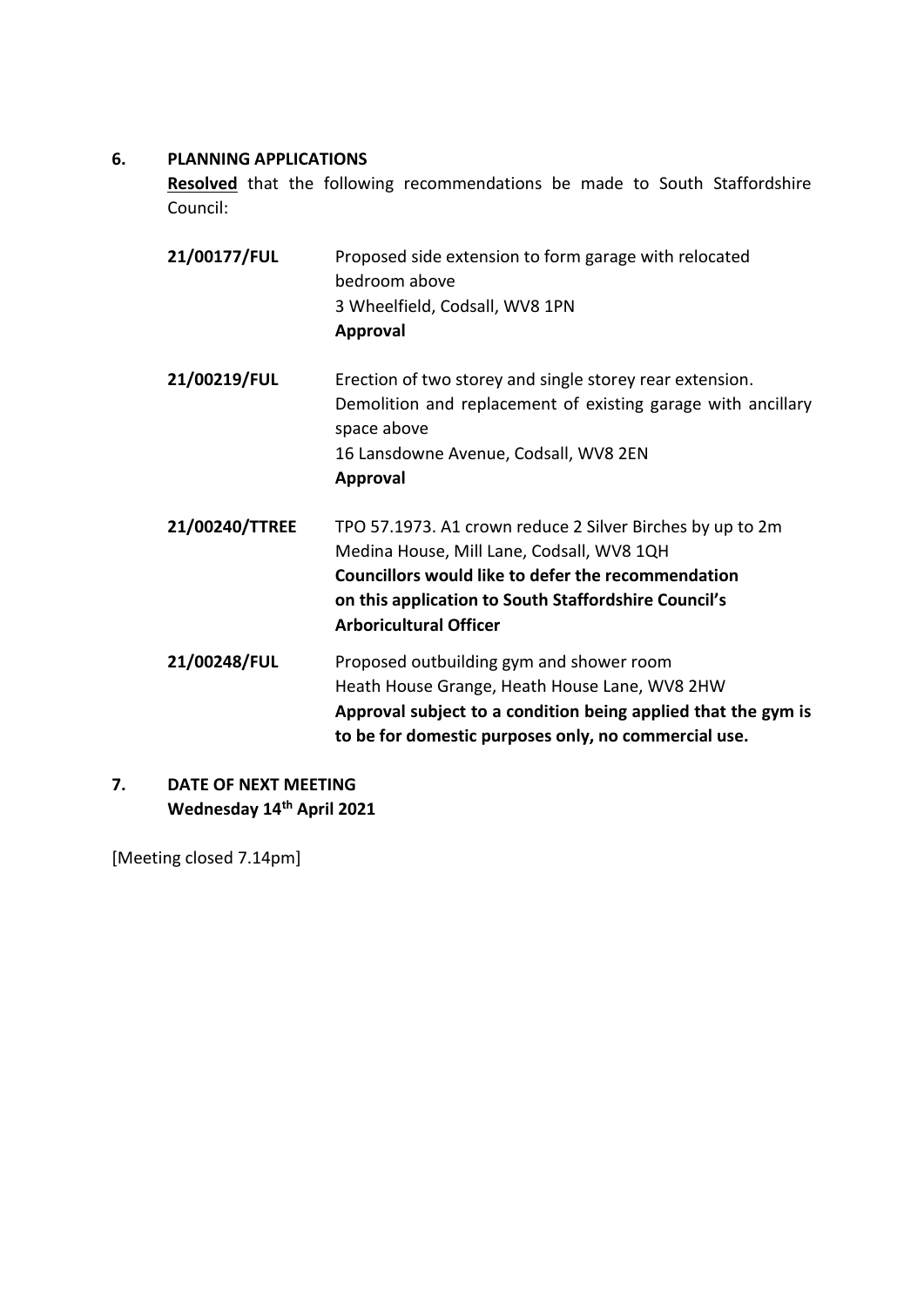## 6. PLANNING APPLICATIONS

**Resolved** that the following recommendations be made to South Staffordshire Council:

| | |
|---|---|
| **21/00177/FUL** | Proposed side extension to form garage with relocated bedroom above<br>3 Wheelfield, Codsall, WV8 1PN<br>**Approval** |
| **21/00219/FUL** | Erection of two storey and single storey rear extension. Demolition and replacement of existing garage with ancillary space above<br>16 Lansdowne Avenue, Codsall, WV8 2EN<br>**Approval** |
| **21/00240/TTREE** | TPO 57.1973. A1 crown reduce 2 Silver Birches by up to 2m<br>Medina House, Mill Lane, Codsall, WV8 1QH<br>**Councillors would like to defer the recommendation on this application to South Staffordshire Council's Arboricultural Officer** |
| **21/00248/FUL** | Proposed outbuilding gym and shower room<br>Heath House Grange, Heath House Lane, WV8 2HW<br>**Approval subject to a condition being applied that the gym is to be for domestic purposes only, no commercial use.** |

## 7. DATE OF NEXT MEETING

**Wednesday 14th April 2021**

[Meeting closed 7.14pm]